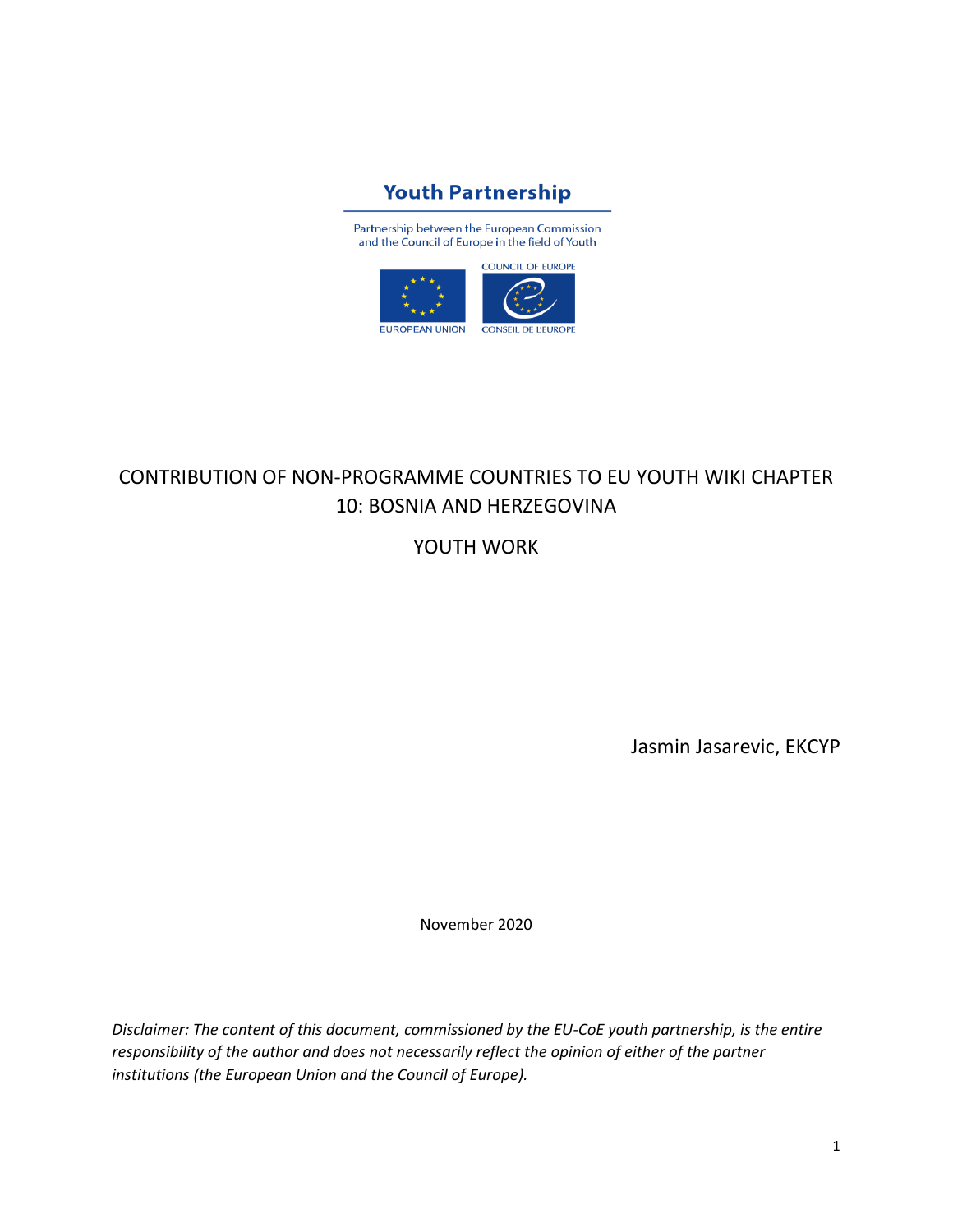Youth Partnership

Partnership between the European Commission and the Council of Europe in the field of Youth

EUROPEAN UNION

COUNCIL OF EUROPE
CONSEIL DE L'EUROPE

# CONTRIBUTION OF NON-PROGRAMME COUNTRIES TO EU YOUTH WIKI CHAPTER 10: BOSNIA AND HERZEGOVINA

## YOUTH WORK

Jasmin Jasarevic, EKCYP

November 2020

*Disclaimer: The content of this document, commissioned by the EU-CoE youth partnership, is the entire responsibility of the author and does not necessarily reflect the opinion of either of the partner institutions (the European Union and the Council of Europe).*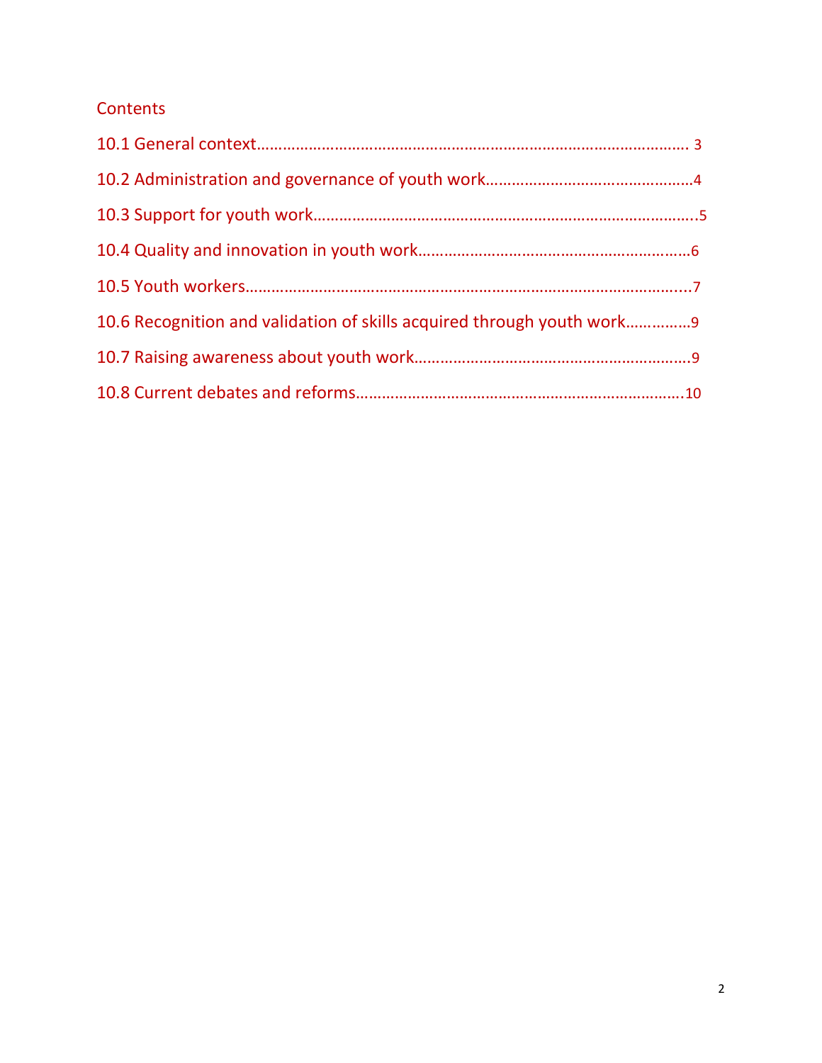## Contents

10.1 General context........................................................................................................ 3

10.2 Administration and governance of youth work..............................................4

10.3 Support for youth work..........................................................................................5

10.4 Quality and innovation in youth work............................................................6

10.5 Youth workers.........................................................................................................7

10.6 Recognition and validation of skills acquired through youth work...............9

10.7 Raising awareness about youth work..............................................................9

10.8 Current debates and reforms...........................................................................10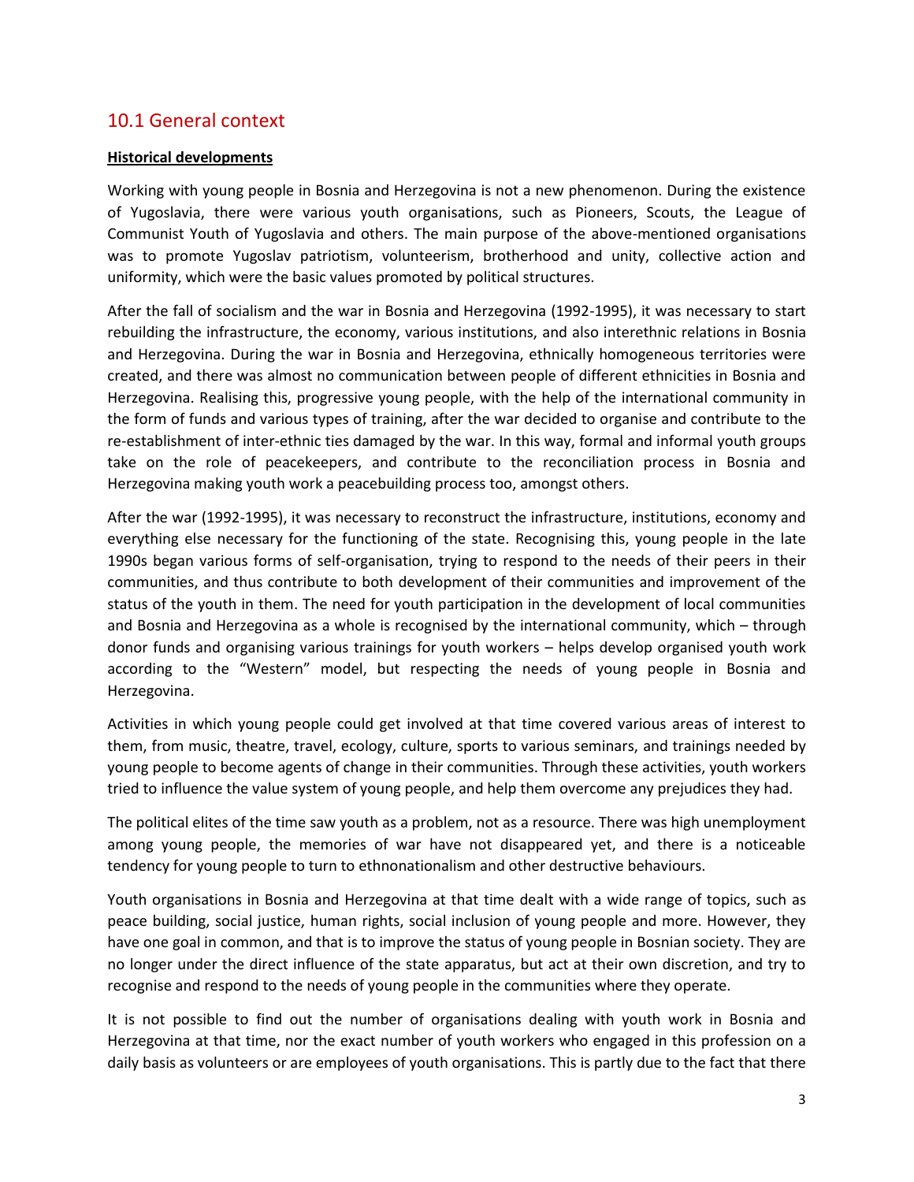## 10.1 General context

**Historical developments**

Working with young people in Bosnia and Herzegovina is not a new phenomenon. During the existence of Yugoslavia, there were various youth organisations, such as Pioneers, Scouts, the League of Communist Youth of Yugoslavia and others. The main purpose of the above-mentioned organisations was to promote Yugoslav patriotism, volunteerism, brotherhood and unity, collective action and uniformity, which were the basic values promoted by political structures.

After the fall of socialism and the war in Bosnia and Herzegovina (1992-1995), it was necessary to start rebuilding the infrastructure, the economy, various institutions, and also interethnic relations in Bosnia and Herzegovina. During the war in Bosnia and Herzegovina, ethnically homogeneous territories were created, and there was almost no communication between people of different ethnicities in Bosnia and Herzegovina. Realising this, progressive young people, with the help of the international community in the form of funds and various types of training, after the war decided to organise and contribute to the re-establishment of inter-ethnic ties damaged by the war. In this way, formal and informal youth groups take on the role of peacekeepers, and contribute to the reconciliation process in Bosnia and Herzegovina making youth work a peacebuilding process too, amongst others.

After the war (1992-1995), it was necessary to reconstruct the infrastructure, institutions, economy and everything else necessary for the functioning of the state. Recognising this, young people in the late 1990s began various forms of self-organisation, trying to respond to the needs of their peers in their communities, and thus contribute to both development of their communities and improvement of the status of the youth in them. The need for youth participation in the development of local communities and Bosnia and Herzegovina as a whole is recognised by the international community, which – through donor funds and organising various trainings for youth workers – helps develop organised youth work according to the "Western" model, but respecting the needs of young people in Bosnia and Herzegovina.

Activities in which young people could get involved at that time covered various areas of interest to them, from music, theatre, travel, ecology, culture, sports to various seminars, and trainings needed by young people to become agents of change in their communities. Through these activities, youth workers tried to influence the value system of young people, and help them overcome any prejudices they had.

The political elites of the time saw youth as a problem, not as a resource. There was high unemployment among young people, the memories of war have not disappeared yet, and there is a noticeable tendency for young people to turn to ethnonationalism and other destructive behaviours.

Youth organisations in Bosnia and Herzegovina at that time dealt with a wide range of topics, such as peace building, social justice, human rights, social inclusion of young people and more. However, they have one goal in common, and that is to improve the status of young people in Bosnian society. They are no longer under the direct influence of the state apparatus, but act at their own discretion, and try to recognise and respond to the needs of young people in the communities where they operate.

It is not possible to find out the number of organisations dealing with youth work in Bosnia and Herzegovina at that time, nor the exact number of youth workers who engaged in this profession on a daily basis as volunteers or are employees of youth organisations. This is partly due to the fact that there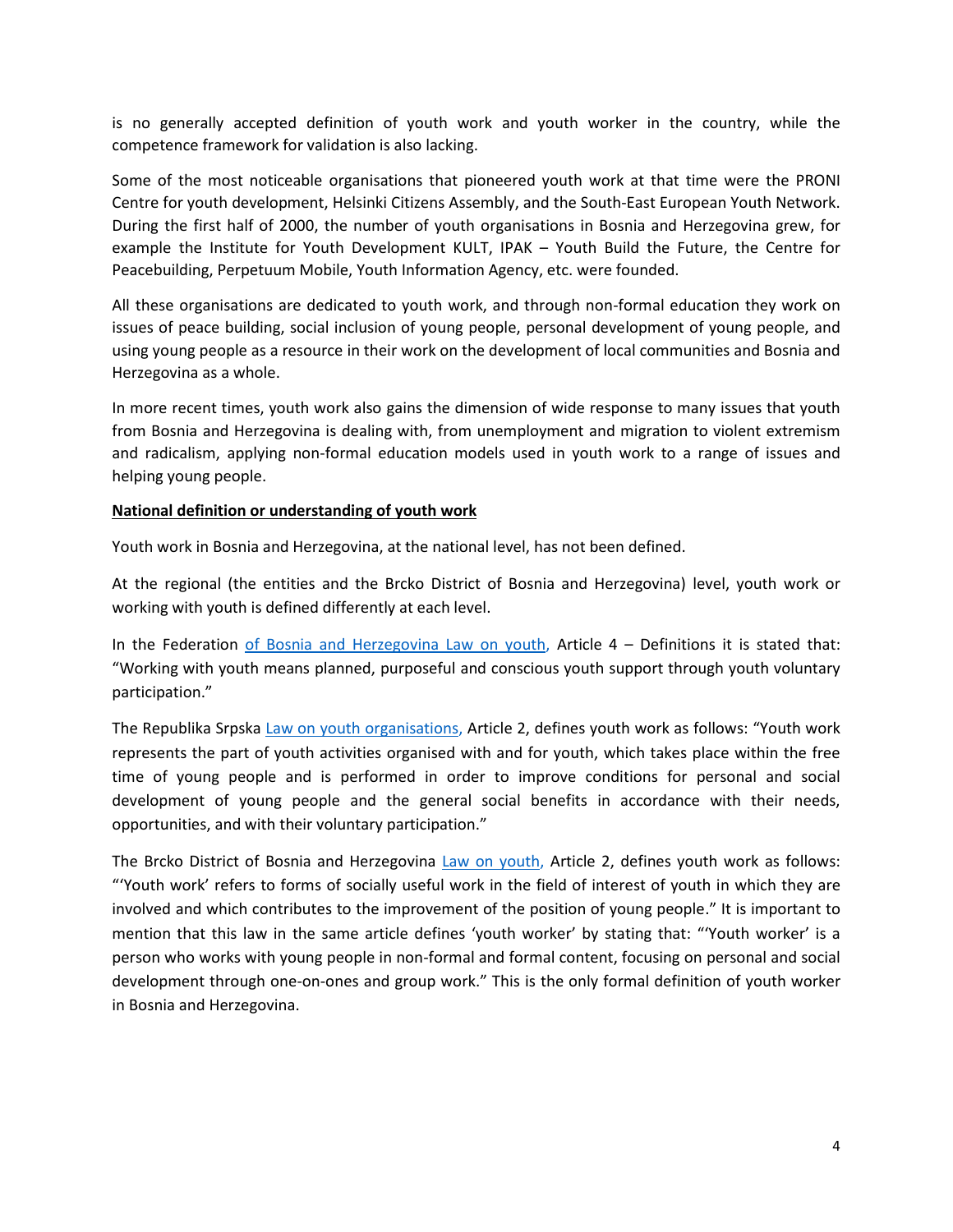is no generally accepted definition of youth work and youth worker in the country, while the competence framework for validation is also lacking.

Some of the most noticeable organisations that pioneered youth work at that time were the PRONI Centre for youth development, Helsinki Citizens Assembly, and the South-East European Youth Network. During the first half of 2000, the number of youth organisations in Bosnia and Herzegovina grew, for example the Institute for Youth Development KULT, IPAK – Youth Build the Future, the Centre for Peacebuilding, Perpetuum Mobile, Youth Information Agency, etc. were founded.

All these organisations are dedicated to youth work, and through non-formal education they work on issues of peace building, social inclusion of young people, personal development of young people, and using young people as a resource in their work on the development of local communities and Bosnia and Herzegovina as a whole.

In more recent times, youth work also gains the dimension of wide response to many issues that youth from Bosnia and Herzegovina is dealing with, from unemployment and migration to violent extremism and radicalism, applying non-formal education models used in youth work to a range of issues and helping young people.

**National definition or understanding of youth work**

Youth work in Bosnia and Herzegovina, at the national level, has not been defined.

At the regional (the entities and the Brcko District of Bosnia and Herzegovina) level, youth work or working with youth is defined differently at each level.

In the Federation of Bosnia and Herzegovina Law on youth, Article 4 – Definitions it is stated that: "Working with youth means planned, purposeful and conscious youth support through youth voluntary participation."

The Republika Srpska Law on youth organisations, Article 2, defines youth work as follows: "Youth work represents the part of youth activities organised with and for youth, which takes place within the free time of young people and is performed in order to improve conditions for personal and social development of young people and the general social benefits in accordance with their needs, opportunities, and with their voluntary participation."

The Brcko District of Bosnia and Herzegovina Law on youth, Article 2, defines youth work as follows: "'Youth work' refers to forms of socially useful work in the field of interest of youth in which they are involved and which contributes to the improvement of the position of young people." It is important to mention that this law in the same article defines 'youth worker' by stating that: "'Youth worker' is a person who works with young people in non-formal and formal content, focusing on personal and social development through one-on-ones and group work." This is the only formal definition of youth worker in Bosnia and Herzegovina.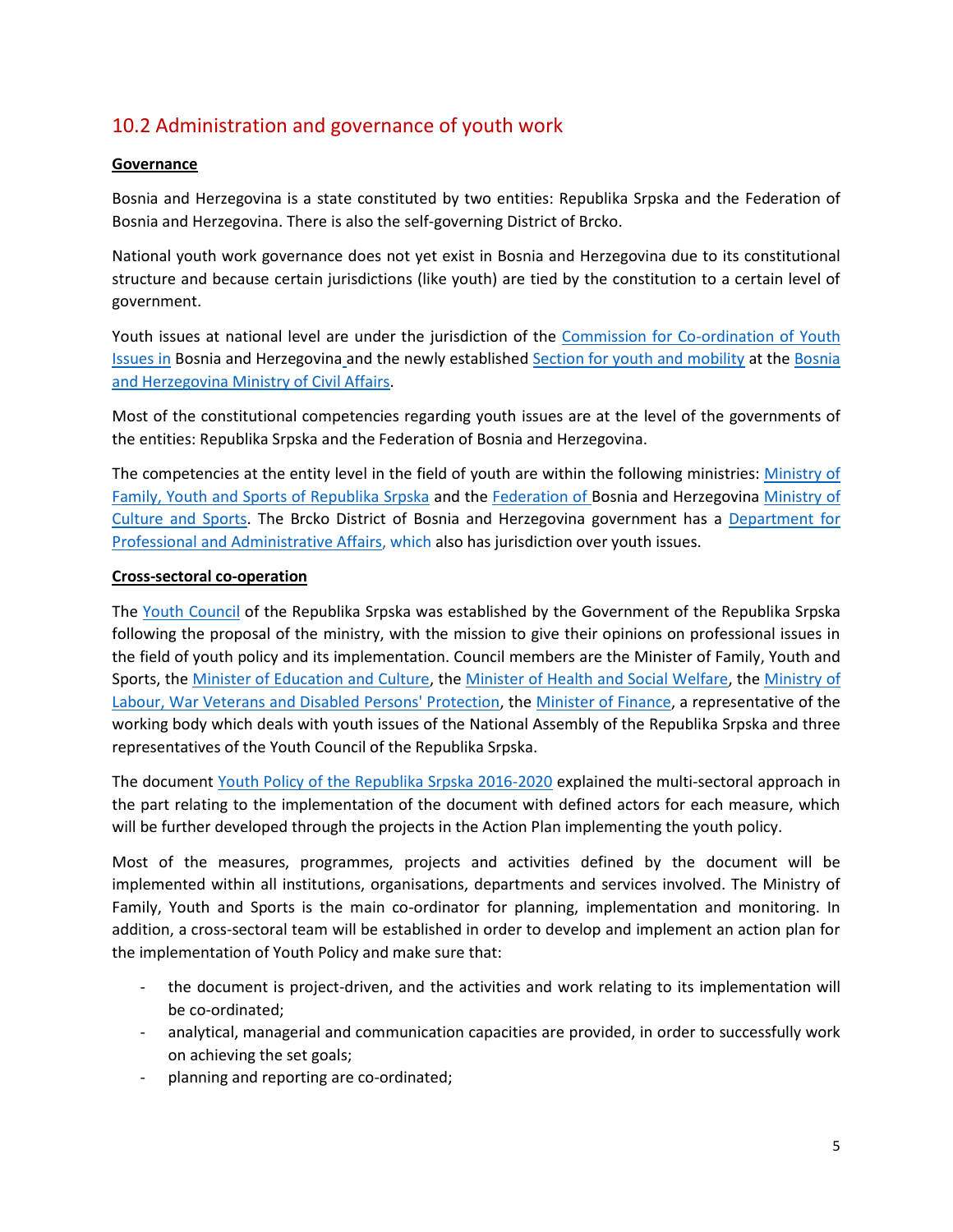## 10.2 Administration and governance of youth work

**Governance**

Bosnia and Herzegovina is a state constituted by two entities: Republika Srpska and the Federation of Bosnia and Herzegovina. There is also the self-governing District of Brcko.

National youth work governance does not yet exist in Bosnia and Herzegovina due to its constitutional structure and because certain jurisdictions (like youth) are tied by the constitution to a certain level of government.

Youth issues at national level are under the jurisdiction of the Commission for Co-ordination of Youth Issues in Bosnia and Herzegovina and the newly established Section for youth and mobility at the Bosnia and Herzegovina Ministry of Civil Affairs.

Most of the constitutional competencies regarding youth issues are at the level of the governments of the entities: Republika Srpska and the Federation of Bosnia and Herzegovina.

The competencies at the entity level in the field of youth are within the following ministries: Ministry of Family, Youth and Sports of Republika Srpska and the Federation of Bosnia and Herzegovina Ministry of Culture and Sports. The Brcko District of Bosnia and Herzegovina government has a Department for Professional and Administrative Affairs, which also has jurisdiction over youth issues.

**Cross-sectoral co-operation**

The Youth Council of the Republika Srpska was established by the Government of the Republika Srpska following the proposal of the ministry, with the mission to give their opinions on professional issues in the field of youth policy and its implementation. Council members are the Minister of Family, Youth and Sports, the Minister of Education and Culture, the Minister of Health and Social Welfare, the Ministry of Labour, War Veterans and Disabled Persons' Protection, the Minister of Finance, a representative of the working body which deals with youth issues of the National Assembly of the Republika Srpska and three representatives of the Youth Council of the Republika Srpska.

The document Youth Policy of the Republika Srpska 2016-2020 explained the multi-sectoral approach in the part relating to the implementation of the document with defined actors for each measure, which will be further developed through the projects in the Action Plan implementing the youth policy.

Most of the measures, programmes, projects and activities defined by the document will be implemented within all institutions, organisations, departments and services involved. The Ministry of Family, Youth and Sports is the main co-ordinator for planning, implementation and monitoring. In addition, a cross-sectoral team will be established in order to develop and implement an action plan for the implementation of Youth Policy and make sure that:

- the document is project-driven, and the activities and work relating to its implementation will be co-ordinated;
- analytical, managerial and communication capacities are provided, in order to successfully work on achieving the set goals;
- planning and reporting are co-ordinated;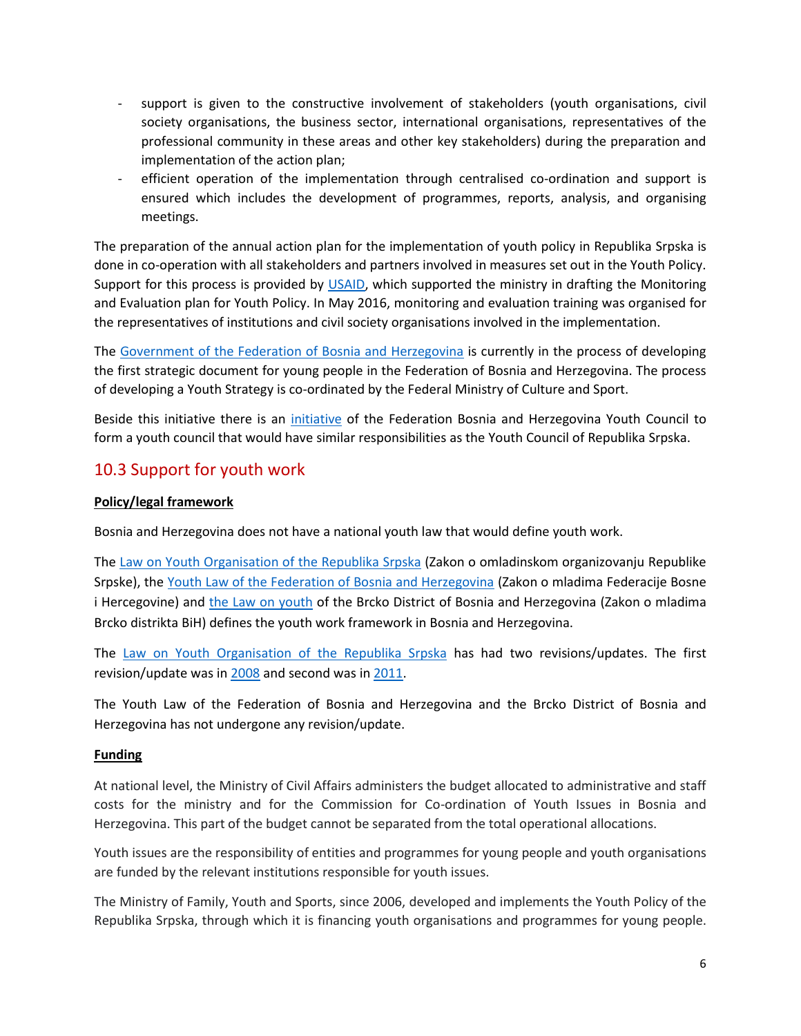- support is given to the constructive involvement of stakeholders (youth organisations, civil society organisations, the business sector, international organisations, representatives of the professional community in these areas and other key stakeholders) during the preparation and implementation of the action plan;
- efficient operation of the implementation through centralised co-ordination and support is ensured which includes the development of programmes, reports, analysis, and organising meetings.

The preparation of the annual action plan for the implementation of youth policy in Republika Srpska is done in co-operation with all stakeholders and partners involved in measures set out in the Youth Policy. Support for this process is provided by USAID, which supported the ministry in drafting the Monitoring and Evaluation plan for Youth Policy. In May 2016, monitoring and evaluation training was organised for the representatives of institutions and civil society organisations involved in the implementation.

The Government of the Federation of Bosnia and Herzegovina is currently in the process of developing the first strategic document for young people in the Federation of Bosnia and Herzegovina. The process of developing a Youth Strategy is co-ordinated by the Federal Ministry of Culture and Sport.

Beside this initiative there is an initiative of the Federation Bosnia and Herzegovina Youth Council to form a youth council that would have similar responsibilities as the Youth Council of Republika Srpska.

## 10.3 Support for youth work

**Policy/legal framework**

Bosnia and Herzegovina does not have a national youth law that would define youth work.

The Law on Youth Organisation of the Republika Srpska (Zakon o omladinskom organizovanju Republike Srpske), the Youth Law of the Federation of Bosnia and Herzegovina (Zakon o mladima Federacije Bosne i Hercegovine) and the Law on youth of the Brcko District of Bosnia and Herzegovina (Zakon o mladima Brcko distrikta BiH) defines the youth work framework in Bosnia and Herzegovina.

The Law on Youth Organisation of the Republika Srpska has had two revisions/updates. The first revision/update was in 2008 and second was in 2011.

The Youth Law of the Federation of Bosnia and Herzegovina and the Brcko District of Bosnia and Herzegovina has not undergone any revision/update.

**Funding**

At national level, the Ministry of Civil Affairs administers the budget allocated to administrative and staff costs for the ministry and for the Commission for Co-ordination of Youth Issues in Bosnia and Herzegovina. This part of the budget cannot be separated from the total operational allocations.

Youth issues are the responsibility of entities and programmes for young people and youth organisations are funded by the relevant institutions responsible for youth issues.

The Ministry of Family, Youth and Sports, since 2006, developed and implements the Youth Policy of the Republika Srpska, through which it is financing youth organisations and programmes for young people.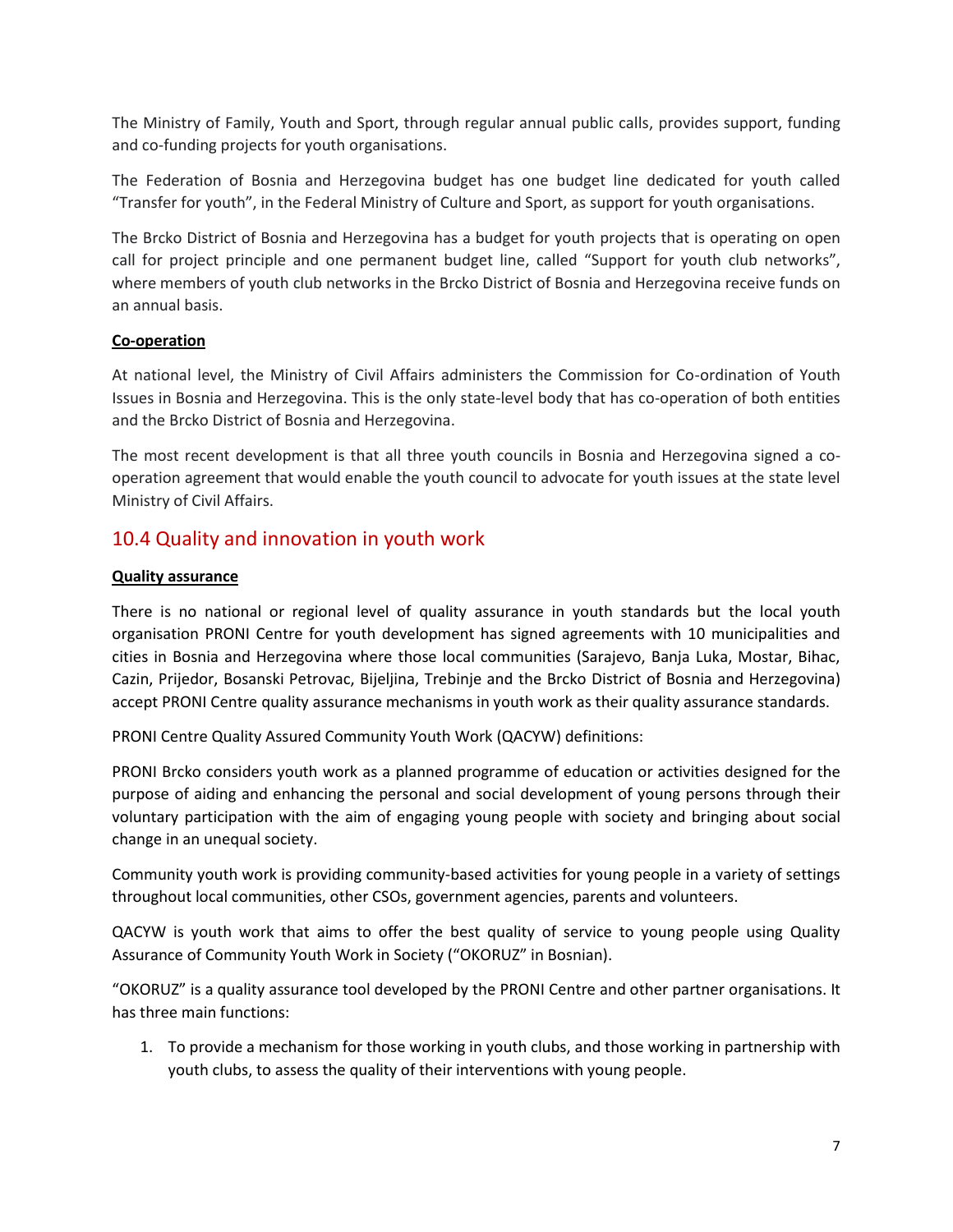The Ministry of Family, Youth and Sport, through regular annual public calls, provides support, funding and co-funding projects for youth organisations.

The Federation of Bosnia and Herzegovina budget has one budget line dedicated for youth called "Transfer for youth", in the Federal Ministry of Culture and Sport, as support for youth organisations.

The Brcko District of Bosnia and Herzegovina has a budget for youth projects that is operating on open call for project principle and one permanent budget line, called "Support for youth club networks", where members of youth club networks in the Brcko District of Bosnia and Herzegovina receive funds on an annual basis.

**Co-operation**

At national level, the Ministry of Civil Affairs administers the Commission for Co-ordination of Youth Issues in Bosnia and Herzegovina. This is the only state-level body that has co-operation of both entities and the Brcko District of Bosnia and Herzegovina.

The most recent development is that all three youth councils in Bosnia and Herzegovina signed a co-operation agreement that would enable the youth council to advocate for youth issues at the state level Ministry of Civil Affairs.

## 10.4 Quality and innovation in youth work

**Quality assurance**

There is no national or regional level of quality assurance in youth standards but the local youth organisation PRONI Centre for youth development has signed agreements with 10 municipalities and cities in Bosnia and Herzegovina where those local communities (Sarajevo, Banja Luka, Mostar, Bihac, Cazin, Prijedor, Bosanski Petrovac, Bijeljina, Trebinje and the Brcko District of Bosnia and Herzegovina) accept PRONI Centre quality assurance mechanisms in youth work as their quality assurance standards.

PRONI Centre Quality Assured Community Youth Work (QACYW) definitions:

PRONI Brcko considers youth work as a planned programme of education or activities designed for the purpose of aiding and enhancing the personal and social development of young persons through their voluntary participation with the aim of engaging young people with society and bringing about social change in an unequal society.

Community youth work is providing community-based activities for young people in a variety of settings throughout local communities, other CSOs, government agencies, parents and volunteers.

QACYW is youth work that aims to offer the best quality of service to young people using Quality Assurance of Community Youth Work in Society ("OKORUZ" in Bosnian).

"OKORUZ" is a quality assurance tool developed by the PRONI Centre and other partner organisations. It has three main functions:

1. To provide a mechanism for those working in youth clubs, and those working in partnership with youth clubs, to assess the quality of their interventions with young people.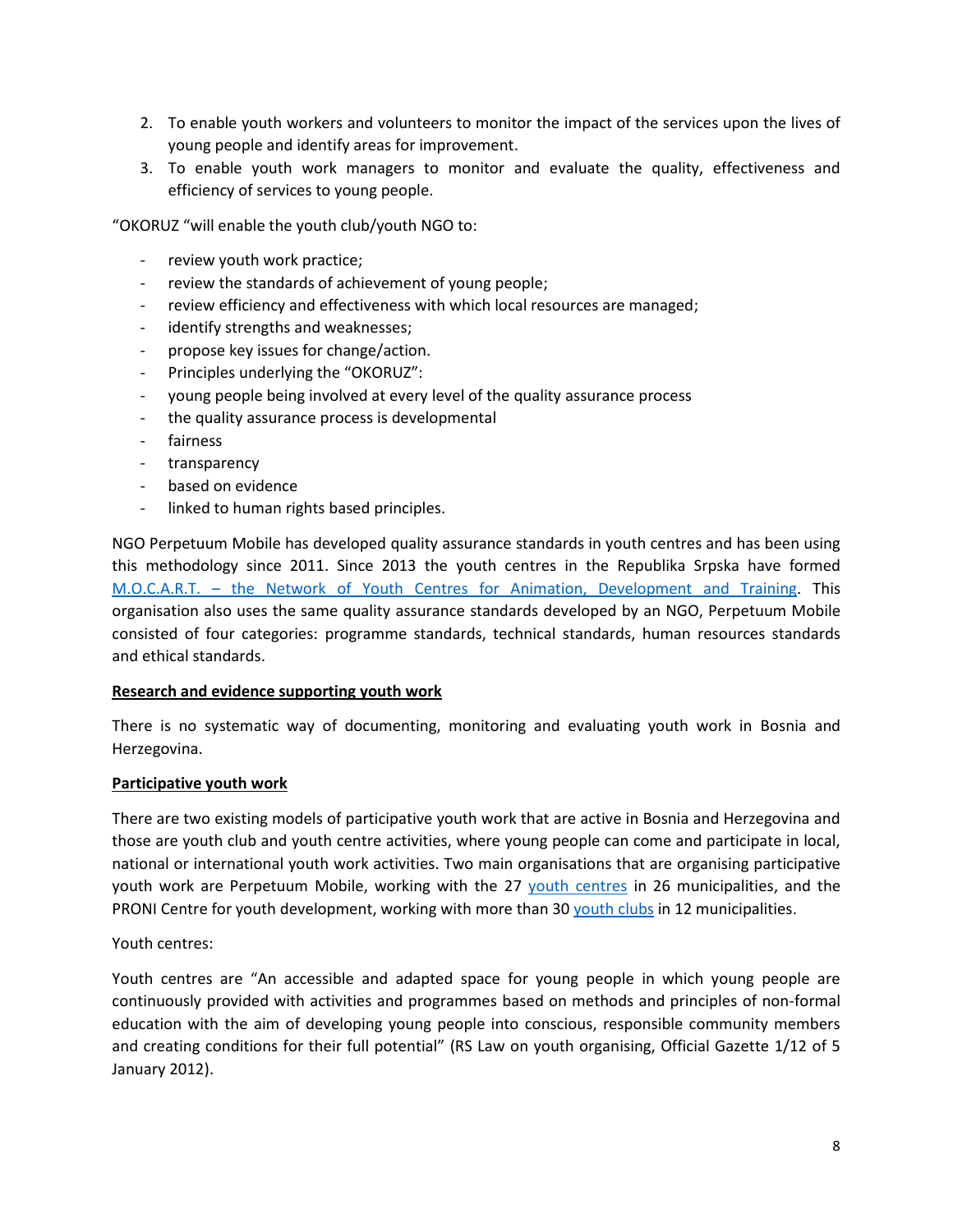2. To enable youth workers and volunteers to monitor the impact of the services upon the lives of young people and identify areas for improvement.
3. To enable youth work managers to monitor and evaluate the quality, effectiveness and efficiency of services to young people.

"OKORUZ "will enable the youth club/youth NGO to:

- review youth work practice;
- review the standards of achievement of young people;
- review efficiency and effectiveness with which local resources are managed;
- identify strengths and weaknesses;
- propose key issues for change/action.
- Principles underlying the "OKORUZ":
- young people being involved at every level of the quality assurance process
- the quality assurance process is developmental
- fairness
- transparency
- based on evidence
- linked to human rights based principles.

NGO Perpetuum Mobile has developed quality assurance standards in youth centres and has been using this methodology since 2011. Since 2013 the youth centres in the Republika Srpska have formed M.O.C.A.R.T. – the Network of Youth Centres for Animation, Development and Training. This organisation also uses the same quality assurance standards developed by an NGO, Perpetuum Mobile consisted of four categories: programme standards, technical standards, human resources standards and ethical standards.

**Research and evidence supporting youth work**

There is no systematic way of documenting, monitoring and evaluating youth work in Bosnia and Herzegovina.

**Participative youth work**

There are two existing models of participative youth work that are active in Bosnia and Herzegovina and those are youth club and youth centre activities, where young people can come and participate in local, national or international youth work activities. Two main organisations that are organising participative youth work are Perpetuum Mobile, working with the 27 youth centres in 26 municipalities, and the PRONI Centre for youth development, working with more than 30 youth clubs in 12 municipalities.

Youth centres:

Youth centres are "An accessible and adapted space for young people in which young people are continuously provided with activities and programmes based on methods and principles of non-formal education with the aim of developing young people into conscious, responsible community members and creating conditions for their full potential" (RS Law on youth organising, Official Gazette 1/12 of 5 January 2012).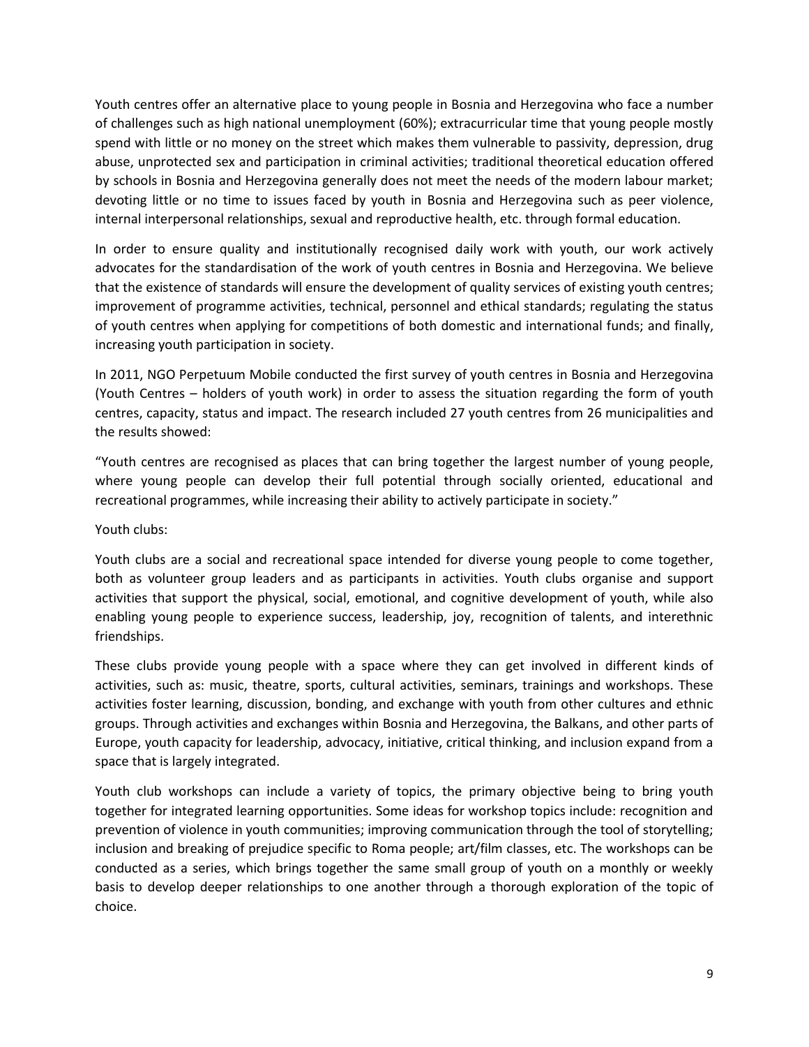Youth centres offer an alternative place to young people in Bosnia and Herzegovina who face a number of challenges such as high national unemployment (60%); extracurricular time that young people mostly spend with little or no money on the street which makes them vulnerable to passivity, depression, drug abuse, unprotected sex and participation in criminal activities; traditional theoretical education offered by schools in Bosnia and Herzegovina generally does not meet the needs of the modern labour market; devoting little or no time to issues faced by youth in Bosnia and Herzegovina such as peer violence, internal interpersonal relationships, sexual and reproductive health, etc. through formal education.

In order to ensure quality and institutionally recognised daily work with youth, our work actively advocates for the standardisation of the work of youth centres in Bosnia and Herzegovina. We believe that the existence of standards will ensure the development of quality services of existing youth centres; improvement of programme activities, technical, personnel and ethical standards; regulating the status of youth centres when applying for competitions of both domestic and international funds; and finally, increasing youth participation in society.

In 2011, NGO Perpetuum Mobile conducted the first survey of youth centres in Bosnia and Herzegovina (Youth Centres – holders of youth work) in order to assess the situation regarding the form of youth centres, capacity, status and impact. The research included 27 youth centres from 26 municipalities and the results showed:

"Youth centres are recognised as places that can bring together the largest number of young people, where young people can develop their full potential through socially oriented, educational and recreational programmes, while increasing their ability to actively participate in society."

Youth clubs:

Youth clubs are a social and recreational space intended for diverse young people to come together, both as volunteer group leaders and as participants in activities. Youth clubs organise and support activities that support the physical, social, emotional, and cognitive development of youth, while also enabling young people to experience success, leadership, joy, recognition of talents, and interethnic friendships.

These clubs provide young people with a space where they can get involved in different kinds of activities, such as: music, theatre, sports, cultural activities, seminars, trainings and workshops. These activities foster learning, discussion, bonding, and exchange with youth from other cultures and ethnic groups. Through activities and exchanges within Bosnia and Herzegovina, the Balkans, and other parts of Europe, youth capacity for leadership, advocacy, initiative, critical thinking, and inclusion expand from a space that is largely integrated.

Youth club workshops can include a variety of topics, the primary objective being to bring youth together for integrated learning opportunities. Some ideas for workshop topics include: recognition and prevention of violence in youth communities; improving communication through the tool of storytelling; inclusion and breaking of prejudice specific to Roma people; art/film classes, etc. The workshops can be conducted as a series, which brings together the same small group of youth on a monthly or weekly basis to develop deeper relationships to one another through a thorough exploration of the topic of choice.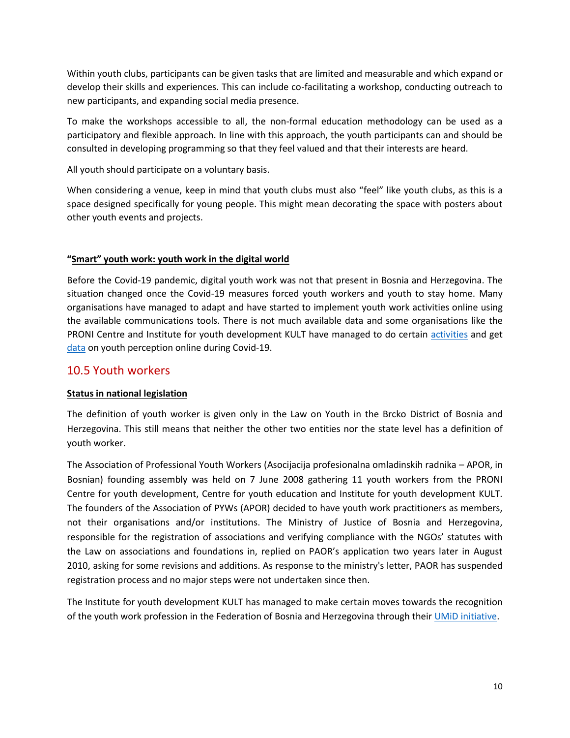Within youth clubs, participants can be given tasks that are limited and measurable and which expand or develop their skills and experiences. This can include co-facilitating a workshop, conducting outreach to new participants, and expanding social media presence.

To make the workshops accessible to all, the non-formal education methodology can be used as a participatory and flexible approach. In line with this approach, the youth participants can and should be consulted in developing programming so that they feel valued and that their interests are heard.

All youth should participate on a voluntary basis.

When considering a venue, keep in mind that youth clubs must also "feel" like youth clubs, as this is a space designed specifically for young people. This might mean decorating the space with posters about other youth events and projects.

**"Smart" youth work: youth work in the digital world**

Before the Covid-19 pandemic, digital youth work was not that present in Bosnia and Herzegovina. The situation changed once the Covid-19 measures forced youth workers and youth to stay home. Many organisations have managed to adapt and have started to implement youth work activities online using the available communications tools. There is not much available data and some organisations like the PRONI Centre and Institute for youth development KULT have managed to do certain activities and get data on youth perception online during Covid-19.

## 10.5 Youth workers

**Status in national legislation**

The definition of youth worker is given only in the Law on Youth in the Brcko District of Bosnia and Herzegovina. This still means that neither the other two entities nor the state level has a definition of youth worker.

The Association of Professional Youth Workers (Asocijacija profesionalna omladinskih radnika – APOR, in Bosnian) founding assembly was held on 7 June 2008 gathering 11 youth workers from the PRONI Centre for youth development, Centre for youth education and Institute for youth development KULT. The founders of the Association of PYWs (APOR) decided to have youth work practitioners as members, not their organisations and/or institutions. The Ministry of Justice of Bosnia and Herzegovina, responsible for the registration of associations and verifying compliance with the NGOs' statutes with the Law on associations and foundations in, replied on PAOR's application two years later in August 2010, asking for some revisions and additions. As response to the ministry's letter, PAOR has suspended registration process and no major steps were not undertaken since then.

The Institute for youth development KULT has managed to make certain moves towards the recognition of the youth work profession in the Federation of Bosnia and Herzegovina through their UMiD initiative.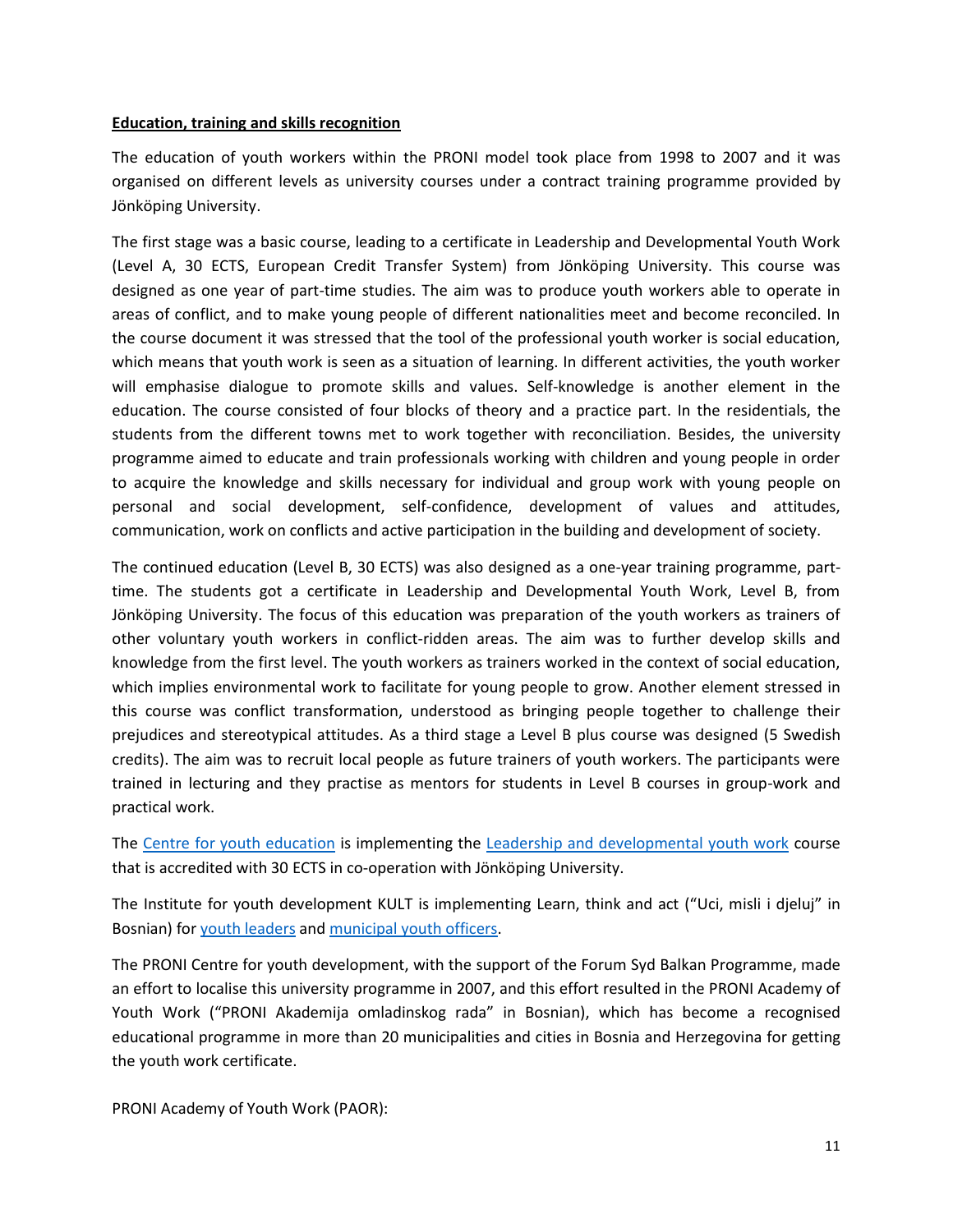**Education, training and skills recognition**

The education of youth workers within the PRONI model took place from 1998 to 2007 and it was organised on different levels as university courses under a contract training programme provided by Jönköping University.

The first stage was a basic course, leading to a certificate in Leadership and Developmental Youth Work (Level A, 30 ECTS, European Credit Transfer System) from Jönköping University. This course was designed as one year of part-time studies. The aim was to produce youth workers able to operate in areas of conflict, and to make young people of different nationalities meet and become reconciled. In the course document it was stressed that the tool of the professional youth worker is social education, which means that youth work is seen as a situation of learning. In different activities, the youth worker will emphasise dialogue to promote skills and values. Self-knowledge is another element in the education. The course consisted of four blocks of theory and a practice part. In the residentials, the students from the different towns met to work together with reconciliation. Besides, the university programme aimed to educate and train professionals working with children and young people in order to acquire the knowledge and skills necessary for individual and group work with young people on personal and social development, self-confidence, development of values and attitudes, communication, work on conflicts and active participation in the building and development of society.

The continued education (Level B, 30 ECTS) was also designed as a one-year training programme, part-time. The students got a certificate in Leadership and Developmental Youth Work, Level B, from Jönköping University. The focus of this education was preparation of the youth workers as trainers of other voluntary youth workers in conflict-ridden areas. The aim was to further develop skills and knowledge from the first level. The youth workers as trainers worked in the context of social education, which implies environmental work to facilitate for young people to grow. Another element stressed in this course was conflict transformation, understood as bringing people together to challenge their prejudices and stereotypical attitudes. As a third stage a Level B plus course was designed (5 Swedish credits). The aim was to recruit local people as future trainers of youth workers. The participants were trained in lecturing and they practise as mentors for students in Level B courses in group-work and practical work.

The Centre for youth education is implementing the Leadership and developmental youth work course that is accredited with 30 ECTS in co-operation with Jönköping University.

The Institute for youth development KULT is implementing Learn, think and act ("Uci, misli i djeluj" in Bosnian) for youth leaders and municipal youth officers.

The PRONI Centre for youth development, with the support of the Forum Syd Balkan Programme, made an effort to localise this university programme in 2007, and this effort resulted in the PRONI Academy of Youth Work ("PRONI Akademija omladinskog rada" in Bosnian), which has become a recognised educational programme in more than 20 municipalities and cities in Bosnia and Herzegovina for getting the youth work certificate.

PRONI Academy of Youth Work (PAOR):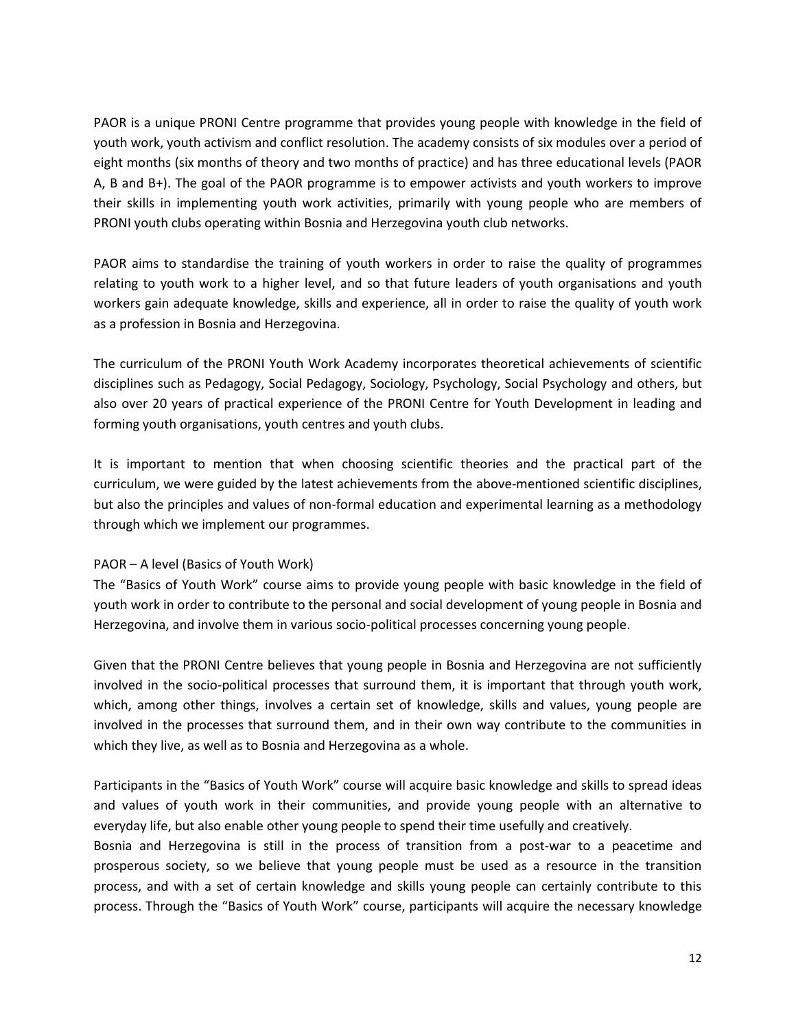PAOR is a unique PRONI Centre programme that provides young people with knowledge in the field of youth work, youth activism and conflict resolution. The academy consists of six modules over a period of eight months (six months of theory and two months of practice) and has three educational levels (PAOR A, B and B+). The goal of the PAOR programme is to empower activists and youth workers to improve their skills in implementing youth work activities, primarily with young people who are members of PRONI youth clubs operating within Bosnia and Herzegovina youth club networks.

PAOR aims to standardise the training of youth workers in order to raise the quality of programmes relating to youth work to a higher level, and so that future leaders of youth organisations and youth workers gain adequate knowledge, skills and experience, all in order to raise the quality of youth work as a profession in Bosnia and Herzegovina.

The curriculum of the PRONI Youth Work Academy incorporates theoretical achievements of scientific disciplines such as Pedagogy, Social Pedagogy, Sociology, Psychology, Social Psychology and others, but also over 20 years of practical experience of the PRONI Centre for Youth Development in leading and forming youth organisations, youth centres and youth clubs.

It is important to mention that when choosing scientific theories and the practical part of the curriculum, we were guided by the latest achievements from the above-mentioned scientific disciplines, but also the principles and values of non-formal education and experimental learning as a methodology through which we implement our programmes.

PAOR – A level (Basics of Youth Work)

The "Basics of Youth Work" course aims to provide young people with basic knowledge in the field of youth work in order to contribute to the personal and social development of young people in Bosnia and Herzegovina, and involve them in various socio-political processes concerning young people.

Given that the PRONI Centre believes that young people in Bosnia and Herzegovina are not sufficiently involved in the socio-political processes that surround them, it is important that through youth work, which, among other things, involves a certain set of knowledge, skills and values, young people are involved in the processes that surround them, and in their own way contribute to the communities in which they live, as well as to Bosnia and Herzegovina as a whole.

Participants in the "Basics of Youth Work" course will acquire basic knowledge and skills to spread ideas and values of youth work in their communities, and provide young people with an alternative to everyday life, but also enable other young people to spend their time usefully and creatively.

Bosnia and Herzegovina is still in the process of transition from a post-war to a peacetime and prosperous society, so we believe that young people must be used as a resource in the transition process, and with a set of certain knowledge and skills young people can certainly contribute to this process. Through the "Basics of Youth Work" course, participants will acquire the necessary knowledge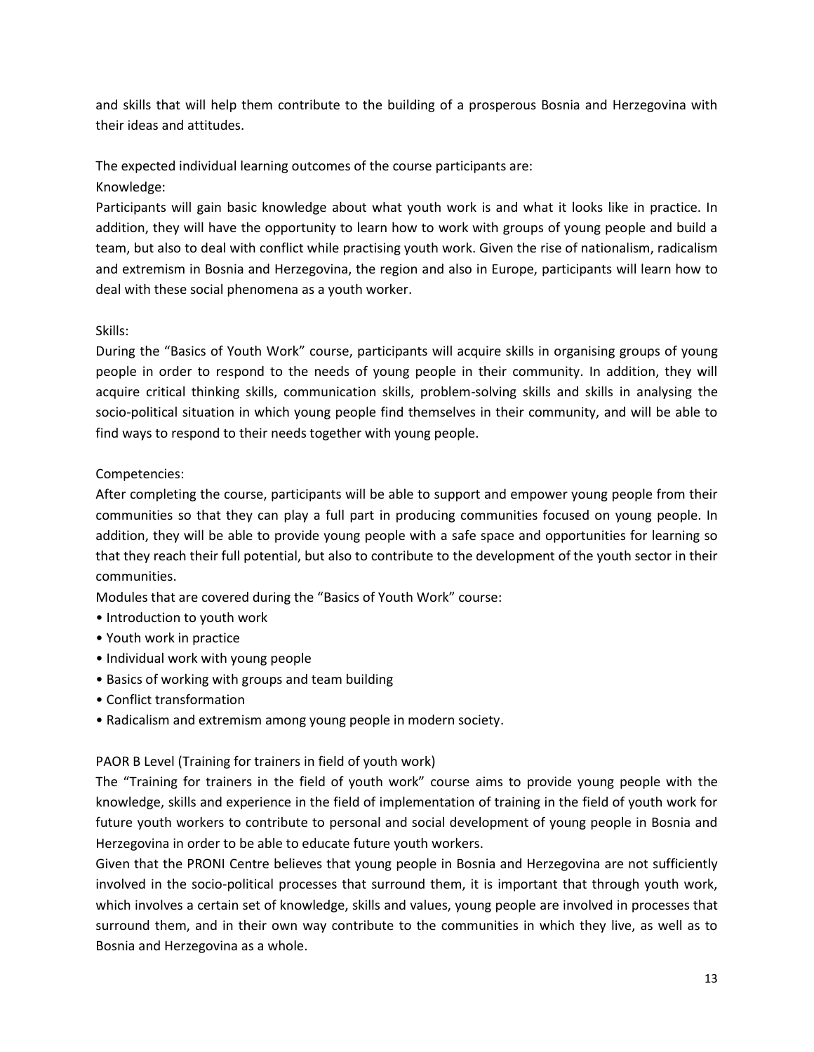and skills that will help them contribute to the building of a prosperous Bosnia and Herzegovina with their ideas and attitudes.

The expected individual learning outcomes of the course participants are:

Knowledge:

Participants will gain basic knowledge about what youth work is and what it looks like in practice. In addition, they will have the opportunity to learn how to work with groups of young people and build a team, but also to deal with conflict while practising youth work. Given the rise of nationalism, radicalism and extremism in Bosnia and Herzegovina, the region and also in Europe, participants will learn how to deal with these social phenomena as a youth worker.

Skills:

During the "Basics of Youth Work" course, participants will acquire skills in organising groups of young people in order to respond to the needs of young people in their community. In addition, they will acquire critical thinking skills, communication skills, problem-solving skills and skills in analysing the socio-political situation in which young people find themselves in their community, and will be able to find ways to respond to their needs together with young people.

Competencies:

After completing the course, participants will be able to support and empower young people from their communities so that they can play a full part in producing communities focused on young people. In addition, they will be able to provide young people with a safe space and opportunities for learning so that they reach their full potential, but also to contribute to the development of the youth sector in their communities.

Modules that are covered during the "Basics of Youth Work" course:

- Introduction to youth work
- Youth work in practice
- Individual work with young people
- Basics of working with groups and team building
- Conflict transformation
- Radicalism and extremism among young people in modern society.

PAOR B Level (Training for trainers in field of youth work)

The "Training for trainers in the field of youth work" course aims to provide young people with the knowledge, skills and experience in the field of implementation of training in the field of youth work for future youth workers to contribute to personal and social development of young people in Bosnia and Herzegovina in order to be able to educate future youth workers.

Given that the PRONI Centre believes that young people in Bosnia and Herzegovina are not sufficiently involved in the socio-political processes that surround them, it is important that through youth work, which involves a certain set of knowledge, skills and values, young people are involved in processes that surround them, and in their own way contribute to the communities in which they live, as well as to Bosnia and Herzegovina as a whole.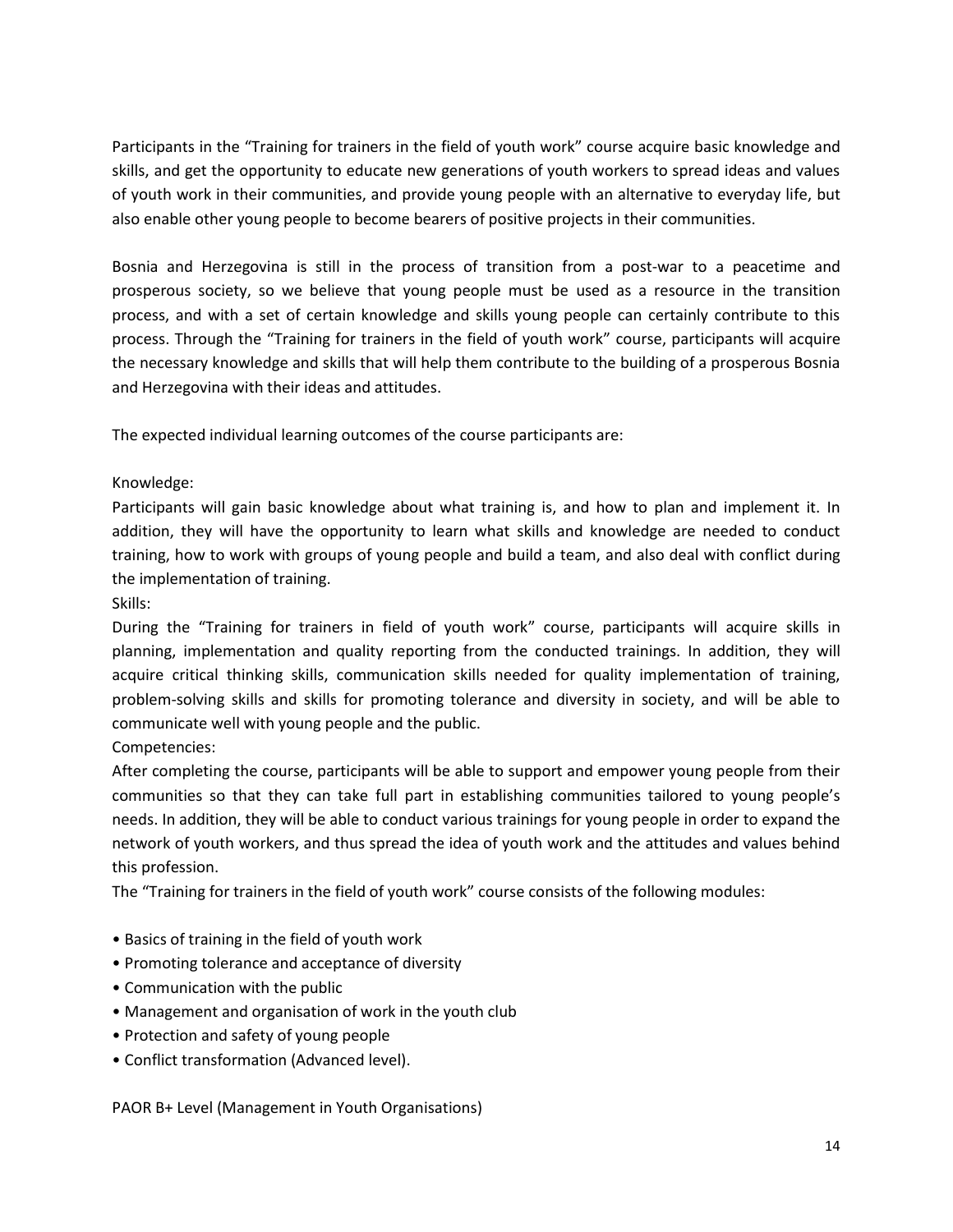Participants in the "Training for trainers in the field of youth work" course acquire basic knowledge and skills, and get the opportunity to educate new generations of youth workers to spread ideas and values of youth work in their communities, and provide young people with an alternative to everyday life, but also enable other young people to become bearers of positive projects in their communities.

Bosnia and Herzegovina is still in the process of transition from a post-war to a peacetime and prosperous society, so we believe that young people must be used as a resource in the transition process, and with a set of certain knowledge and skills young people can certainly contribute to this process. Through the "Training for trainers in the field of youth work" course, participants will acquire the necessary knowledge and skills that will help them contribute to the building of a prosperous Bosnia and Herzegovina with their ideas and attitudes.

The expected individual learning outcomes of the course participants are:

Knowledge:
Participants will gain basic knowledge about what training is, and how to plan and implement it. In addition, they will have the opportunity to learn what skills and knowledge are needed to conduct training, how to work with groups of young people and build a team, and also deal with conflict during the implementation of training.

Skills:
During the "Training for trainers in field of youth work" course, participants will acquire skills in planning, implementation and quality reporting from the conducted trainings. In addition, they will acquire critical thinking skills, communication skills needed for quality implementation of training, problem-solving skills and skills for promoting tolerance and diversity in society, and will be able to communicate well with young people and the public.

Competencies:
After completing the course, participants will be able to support and empower young people from their communities so that they can take full part in establishing communities tailored to young people's needs. In addition, they will be able to conduct various trainings for young people in order to expand the network of youth workers, and thus spread the idea of youth work and the attitudes and values behind this profession.

The "Training for trainers in the field of youth work" course consists of the following modules:

- Basics of training in the field of youth work
- Promoting tolerance and acceptance of diversity
- Communication with the public
- Management and organisation of work in the youth club
- Protection and safety of young people
- Conflict transformation (Advanced level).

PAOR B+ Level (Management in Youth Organisations)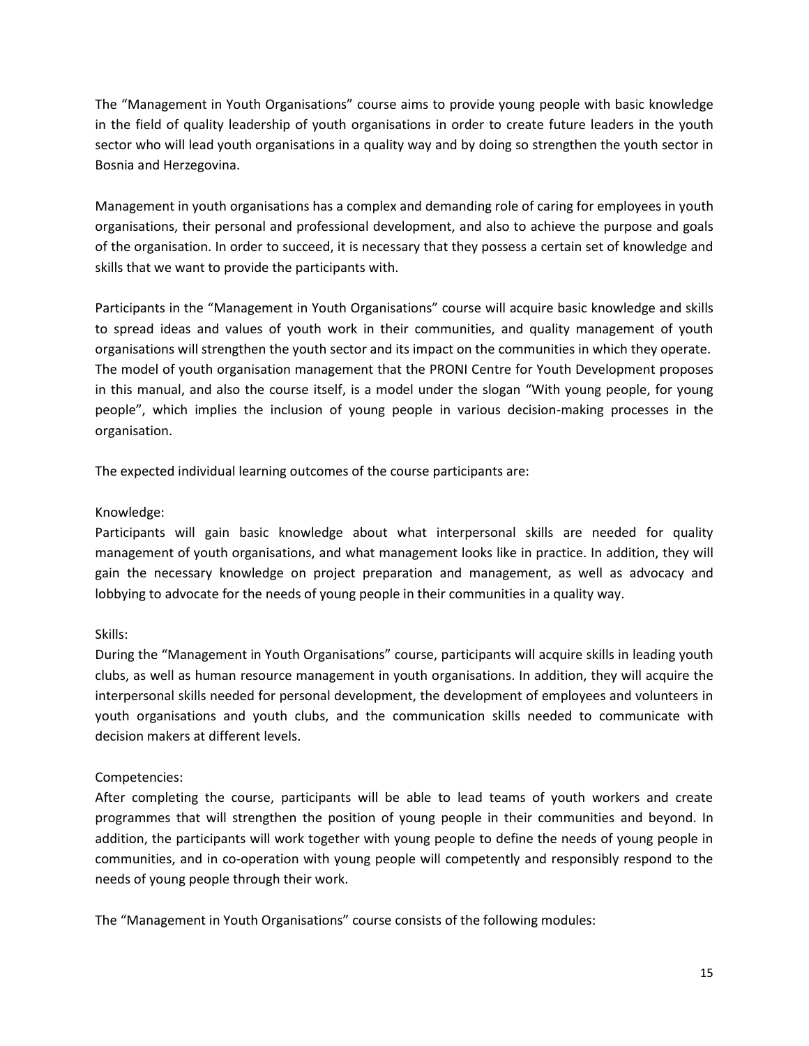The "Management in Youth Organisations" course aims to provide young people with basic knowledge in the field of quality leadership of youth organisations in order to create future leaders in the youth sector who will lead youth organisations in a quality way and by doing so strengthen the youth sector in Bosnia and Herzegovina.

Management in youth organisations has a complex and demanding role of caring for employees in youth organisations, their personal and professional development, and also to achieve the purpose and goals of the organisation. In order to succeed, it is necessary that they possess a certain set of knowledge and skills that we want to provide the participants with.

Participants in the "Management in Youth Organisations" course will acquire basic knowledge and skills to spread ideas and values of youth work in their communities, and quality management of youth organisations will strengthen the youth sector and its impact on the communities in which they operate. The model of youth organisation management that the PRONI Centre for Youth Development proposes in this manual, and also the course itself, is a model under the slogan "With young people, for young people", which implies the inclusion of young people in various decision-making processes in the organisation.

The expected individual learning outcomes of the course participants are:

Knowledge:
Participants will gain basic knowledge about what interpersonal skills are needed for quality management of youth organisations, and what management looks like in practice. In addition, they will gain the necessary knowledge on project preparation and management, as well as advocacy and lobbying to advocate for the needs of young people in their communities in a quality way.

Skills:
During the "Management in Youth Organisations" course, participants will acquire skills in leading youth clubs, as well as human resource management in youth organisations. In addition, they will acquire the interpersonal skills needed for personal development, the development of employees and volunteers in youth organisations and youth clubs, and the communication skills needed to communicate with decision makers at different levels.

Competencies:
After completing the course, participants will be able to lead teams of youth workers and create programmes that will strengthen the position of young people in their communities and beyond. In addition, the participants will work together with young people to define the needs of young people in communities, and in co-operation with young people will competently and responsibly respond to the needs of young people through their work.

The "Management in Youth Organisations" course consists of the following modules: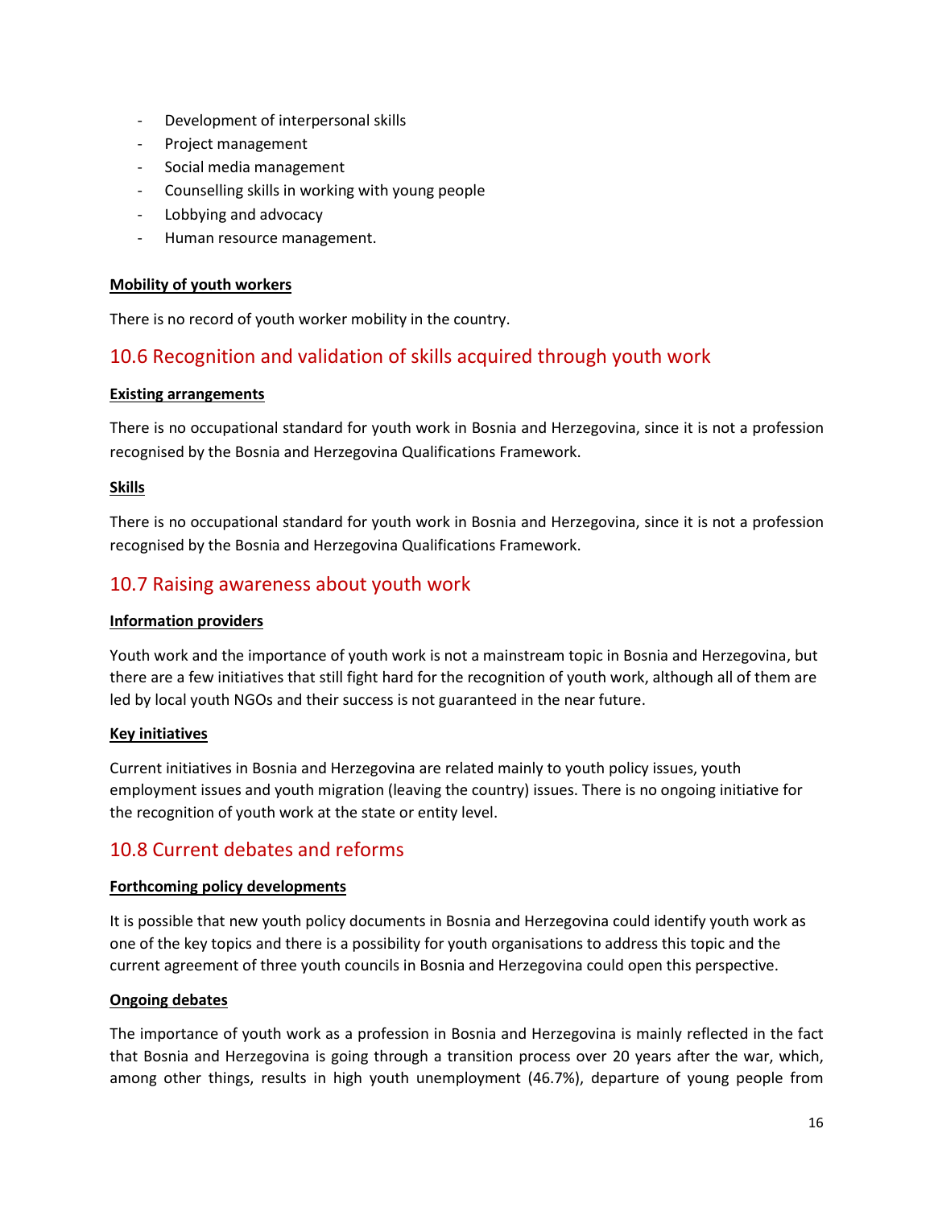- Development of interpersonal skills
- Project management
- Social media management
- Counselling skills in working with young people
- Lobbying and advocacy
- Human resource management.

**Mobility of youth workers**

There is no record of youth worker mobility in the country.

## 10.6 Recognition and validation of skills acquired through youth work

**Existing arrangements**

There is no occupational standard for youth work in Bosnia and Herzegovina, since it is not a profession recognised by the Bosnia and Herzegovina Qualifications Framework.

**Skills**

There is no occupational standard for youth work in Bosnia and Herzegovina, since it is not a profession recognised by the Bosnia and Herzegovina Qualifications Framework.

## 10.7 Raising awareness about youth work

**Information providers**

Youth work and the importance of youth work is not a mainstream topic in Bosnia and Herzegovina, but there are a few initiatives that still fight hard for the recognition of youth work, although all of them are led by local youth NGOs and their success is not guaranteed in the near future.

**Key initiatives**

Current initiatives in Bosnia and Herzegovina are related mainly to youth policy issues, youth employment issues and youth migration (leaving the country) issues. There is no ongoing initiative for the recognition of youth work at the state or entity level.

## 10.8 Current debates and reforms

**Forthcoming policy developments**

It is possible that new youth policy documents in Bosnia and Herzegovina could identify youth work as one of the key topics and there is a possibility for youth organisations to address this topic and the current agreement of three youth councils in Bosnia and Herzegovina could open this perspective.

**Ongoing debates**

The importance of youth work as a profession in Bosnia and Herzegovina is mainly reflected in the fact that Bosnia and Herzegovina is going through a transition process over 20 years after the war, which, among other things, results in high youth unemployment (46.7%), departure of young people from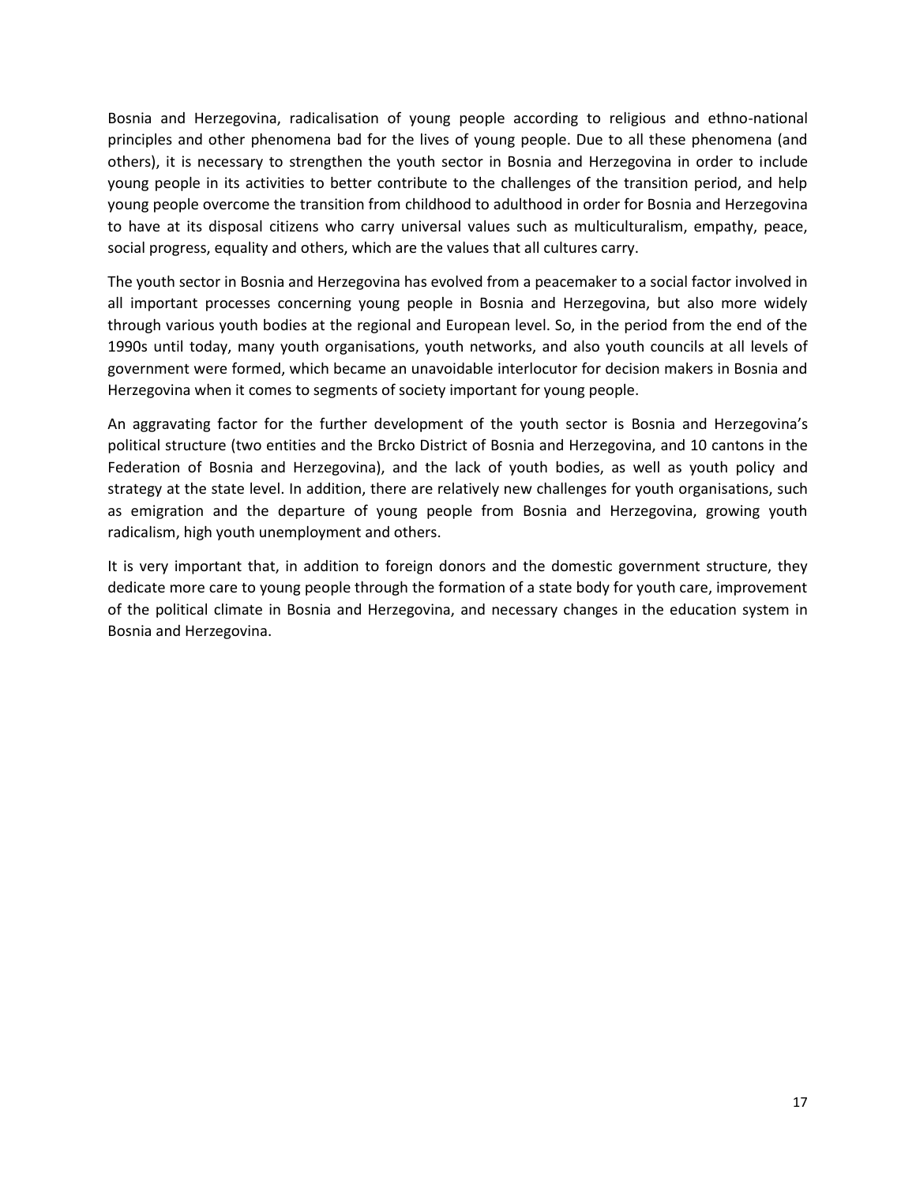Bosnia and Herzegovina, radicalisation of young people according to religious and ethno-national principles and other phenomena bad for the lives of young people. Due to all these phenomena (and others), it is necessary to strengthen the youth sector in Bosnia and Herzegovina in order to include young people in its activities to better contribute to the challenges of the transition period, and help young people overcome the transition from childhood to adulthood in order for Bosnia and Herzegovina to have at its disposal citizens who carry universal values such as multiculturalism, empathy, peace, social progress, equality and others, which are the values that all cultures carry.

The youth sector in Bosnia and Herzegovina has evolved from a peacemaker to a social factor involved in all important processes concerning young people in Bosnia and Herzegovina, but also more widely through various youth bodies at the regional and European level. So, in the period from the end of the 1990s until today, many youth organisations, youth networks, and also youth councils at all levels of government were formed, which became an unavoidable interlocutor for decision makers in Bosnia and Herzegovina when it comes to segments of society important for young people.

An aggravating factor for the further development of the youth sector is Bosnia and Herzegovina's political structure (two entities and the Brcko District of Bosnia and Herzegovina, and 10 cantons in the Federation of Bosnia and Herzegovina), and the lack of youth bodies, as well as youth policy and strategy at the state level. In addition, there are relatively new challenges for youth organisations, such as emigration and the departure of young people from Bosnia and Herzegovina, growing youth radicalism, high youth unemployment and others.

It is very important that, in addition to foreign donors and the domestic government structure, they dedicate more care to young people through the formation of a state body for youth care, improvement of the political climate in Bosnia and Herzegovina, and necessary changes in the education system in Bosnia and Herzegovina.